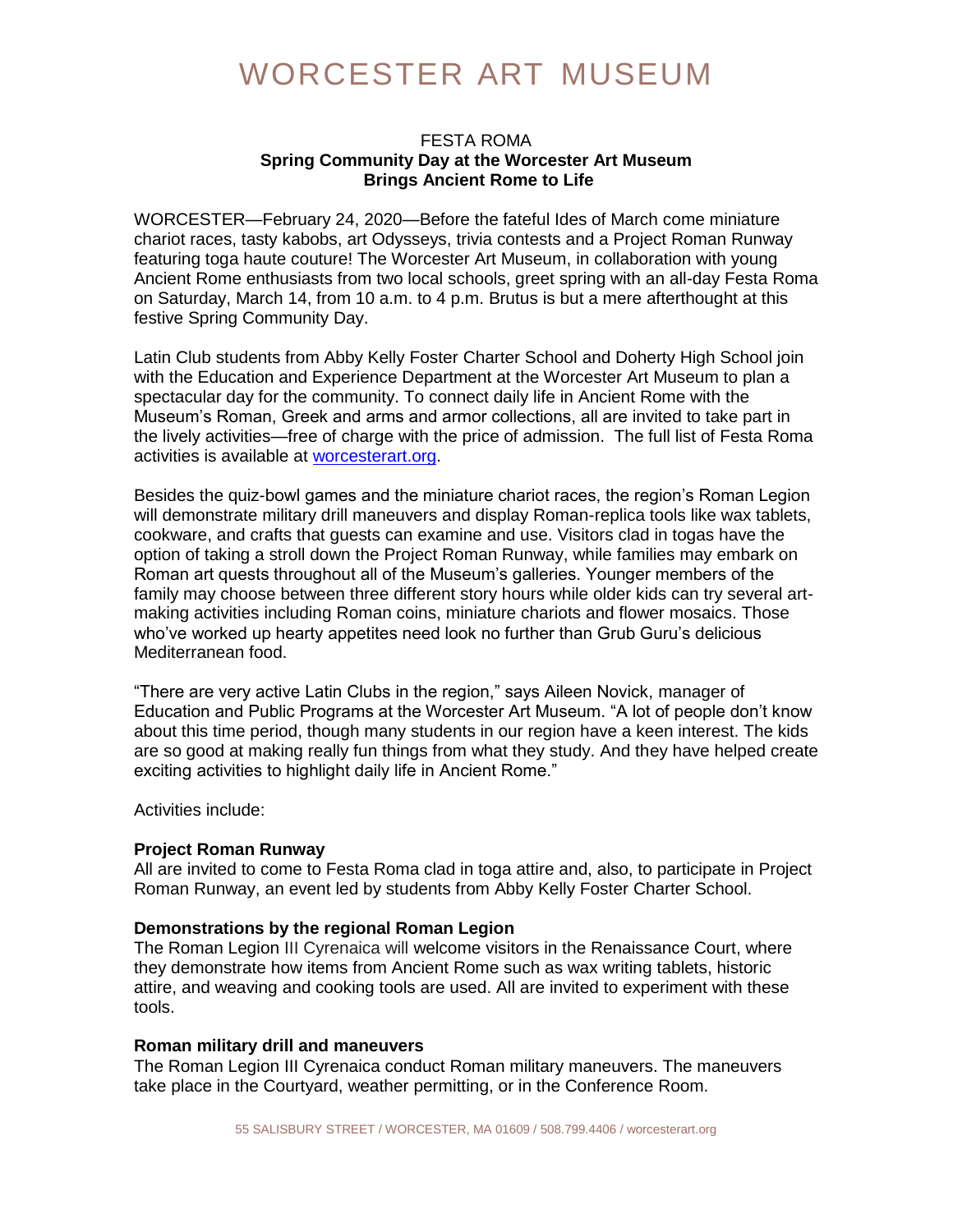# WORCESTER ART MUSEUM

FESTA ROMA

**Spring Community Day at the Worcester Art Museum Brings Ancient Rome to Life**

WORCESTER—February 24, 2020—Before the fateful Ides of March come miniature chariot races, tasty kabobs, art Odysseys, trivia contests and a Project Roman Runway featuring toga haute couture! The Worcester Art Museum, in collaboration with young Ancient Rome enthusiasts from two local schools, greet spring with an all-day Festa Roma on Saturday, March 14, from 10 a.m. to 4 p.m. Brutus is but a mere afterthought at this festive Spring Community Day.

Latin Club students from Abby Kelly Foster Charter School and Doherty High School join with the Education and Experience Department at the Worcester Art Museum to plan a spectacular day for the community. To connect daily life in Ancient Rome with the Museum's Roman, Greek and arms and armor collections, all are invited to take part in the lively activities—free of charge with the price of admission. The full list of Festa Roma activities is available at worcesterart.org.

Besides the quiz-bowl games and the miniature chariot races, the region's Roman Legion will demonstrate military drill maneuvers and display Roman-replica tools like wax tablets, cookware, and crafts that guests can examine and use. Visitors clad in togas have the option of taking a stroll down the Project Roman Runway, while families may embark on Roman art quests throughout all of the Museum's galleries. Younger members of the family may choose between three different story hours while older kids can try several art-making activities including Roman coins, miniature chariots and flower mosaics. Those who've worked up hearty appetites need look no further than Grub Guru's delicious Mediterranean food.

"There are very active Latin Clubs in the region," says Aileen Novick, manager of Education and Public Programs at the Worcester Art Museum. "A lot of people don't know about this time period, though many students in our region have a keen interest. The kids are so good at making really fun things from what they study. And they have helped create exciting activities to highlight daily life in Ancient Rome."

Activities include:

**Project Roman Runway**
All are invited to come to Festa Roma clad in toga attire and, also, to participate in Project Roman Runway, an event led by students from Abby Kelly Foster Charter School.

**Demonstrations by the regional Roman Legion**
The Roman Legion III Cyrenaica will welcome visitors in the Renaissance Court, where they demonstrate how items from Ancient Rome such as wax writing tablets, historic attire, and weaving and cooking tools are used. All are invited to experiment with these tools.

**Roman military drill and maneuvers**
The Roman Legion III Cyrenaica conduct Roman military maneuvers. The maneuvers take place in the Courtyard, weather permitting, or in the Conference Room.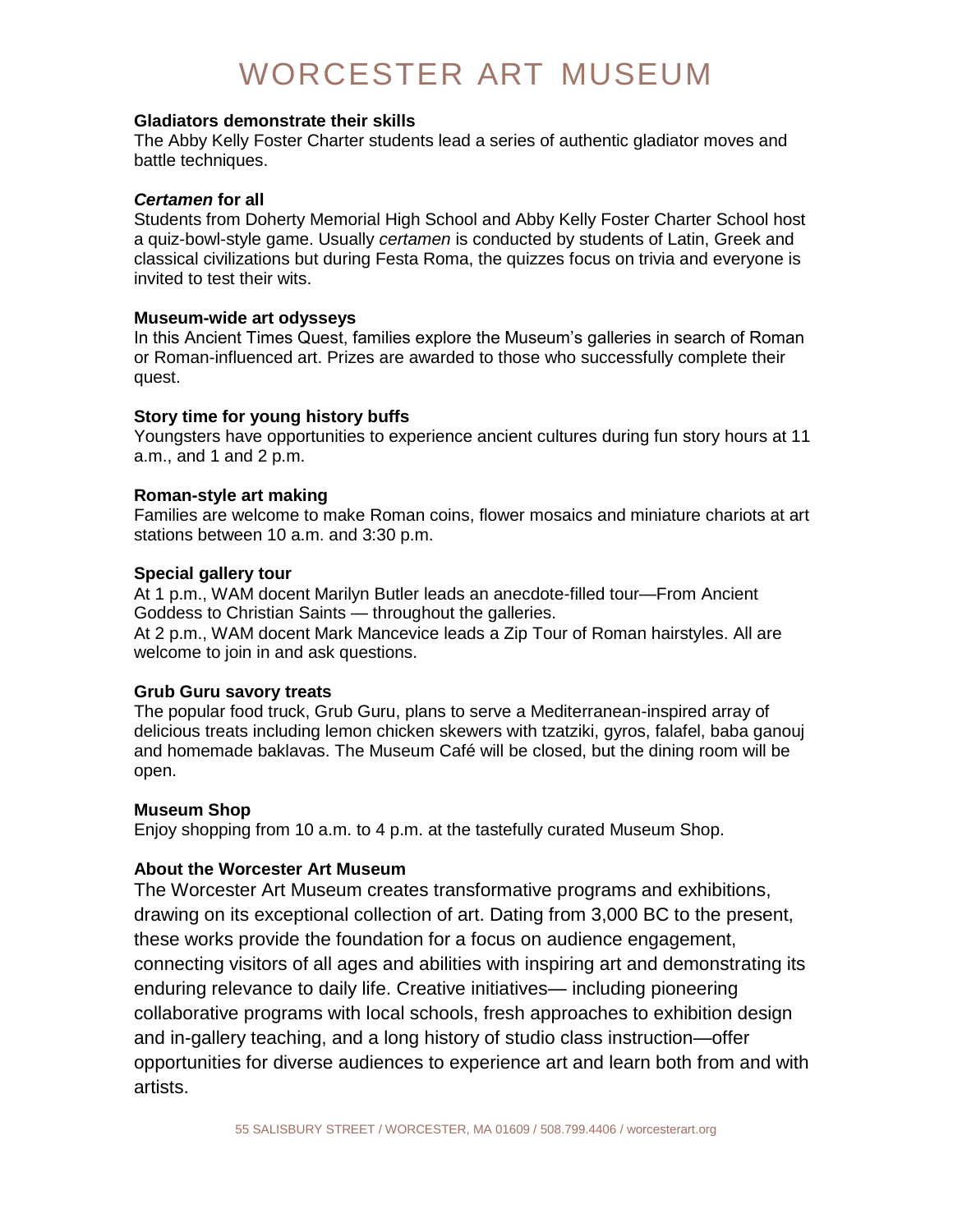**Gladiators demonstrate their skills**
The Abby Kelly Foster Charter students lead a series of authentic gladiator moves and battle techniques.

***Certamen* for all**
Students from Doherty Memorial High School and Abby Kelly Foster Charter School host a quiz-bowl-style game. Usually *certamen* is conducted by students of Latin, Greek and classical civilizations but during Festa Roma, the quizzes focus on trivia and everyone is invited to test their wits.

**Museum-wide art odysseys**
In this Ancient Times Quest, families explore the Museum's galleries in search of Roman or Roman-influenced art. Prizes are awarded to those who successfully complete their quest.

**Story time for young history buffs**
Youngsters have opportunities to experience ancient cultures during fun story hours at 11 a.m., and 1 and 2 p.m.

**Roman-style art making**
Families are welcome to make Roman coins, flower mosaics and miniature chariots at art stations between 10 a.m. and 3:30 p.m.

**Special gallery tour**
At 1 p.m., WAM docent Marilyn Butler leads an anecdote-filled tour—From Ancient Goddess to Christian Saints — throughout the galleries.
At 2 p.m., WAM docent Mark Mancevice leads a Zip Tour of Roman hairstyles. All are welcome to join in and ask questions.

**Grub Guru savory treats**
The popular food truck, Grub Guru, plans to serve a Mediterranean-inspired array of delicious treats including lemon chicken skewers with tzatziki, gyros, falafel, baba ganouj and homemade baklavas. The Museum Café will be closed, but the dining room will be open.

**Museum Shop**
Enjoy shopping from 10 a.m. to 4 p.m. at the tastefully curated Museum Shop.

**About the Worcester Art Museum**
The Worcester Art Museum creates transformative programs and exhibitions, drawing on its exceptional collection of art. Dating from 3,000 BC to the present, these works provide the foundation for a focus on audience engagement, connecting visitors of all ages and abilities with inspiring art and demonstrating its enduring relevance to daily life. Creative initiatives— including pioneering collaborative programs with local schools, fresh approaches to exhibition design and in-gallery teaching, and a long history of studio class instruction—offer opportunities for diverse audiences to experience art and learn both from and with artists.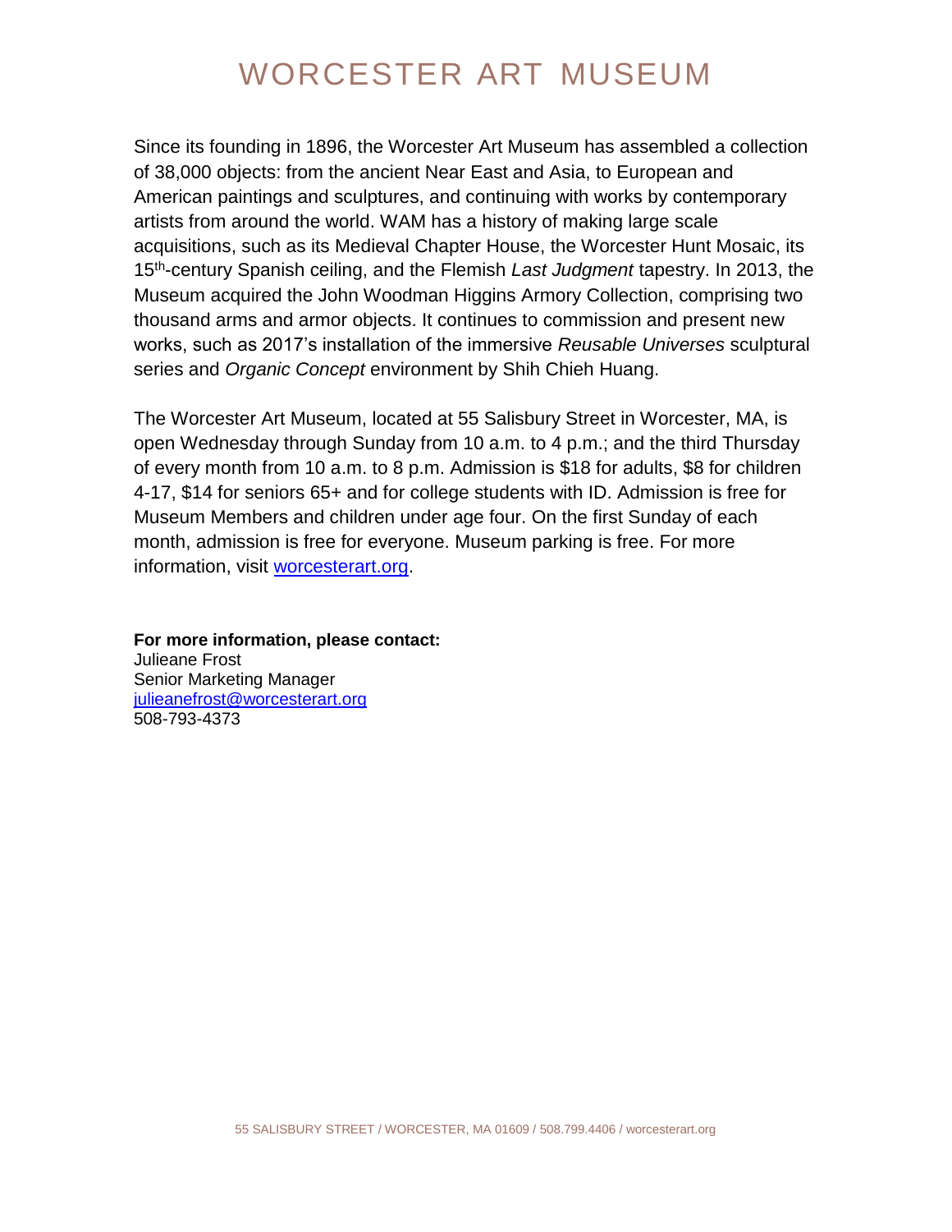# WORCESTER ART MUSEUM

Since its founding in 1896, the Worcester Art Museum has assembled a collection of 38,000 objects: from the ancient Near East and Asia, to European and American paintings and sculptures, and continuing with works by contemporary artists from around the world. WAM has a history of making large scale acquisitions, such as its Medieval Chapter House, the Worcester Hunt Mosaic, its 15th-century Spanish ceiling, and the Flemish *Last Judgment* tapestry. In 2013, the Museum acquired the John Woodman Higgins Armory Collection, comprising two thousand arms and armor objects. It continues to commission and present new works, such as 2017's installation of the immersive *Reusable Universes* sculptural series and *Organic Concept* environment by Shih Chieh Huang.

The Worcester Art Museum, located at 55 Salisbury Street in Worcester, MA, is open Wednesday through Sunday from 10 a.m. to 4 p.m.; and the third Thursday of every month from 10 a.m. to 8 p.m. Admission is $18 for adults, $8 for children 4-17, $14 for seniors 65+ and for college students with ID. Admission is free for Museum Members and children under age four. On the first Sunday of each month, admission is free for everyone. Museum parking is free. For more information, visit [worcesterart.org](worcesterart.org).

**For more information, please contact:**
Julieane Frost
Senior Marketing Manager
[julieanefrost@worcesterart.org](mailto:julieanefrost@worcesterart.org)
508-793-4373

55 SALISBURY STREET / WORCESTER, MA 01609 / 508.799.4406 / worcesterart.org